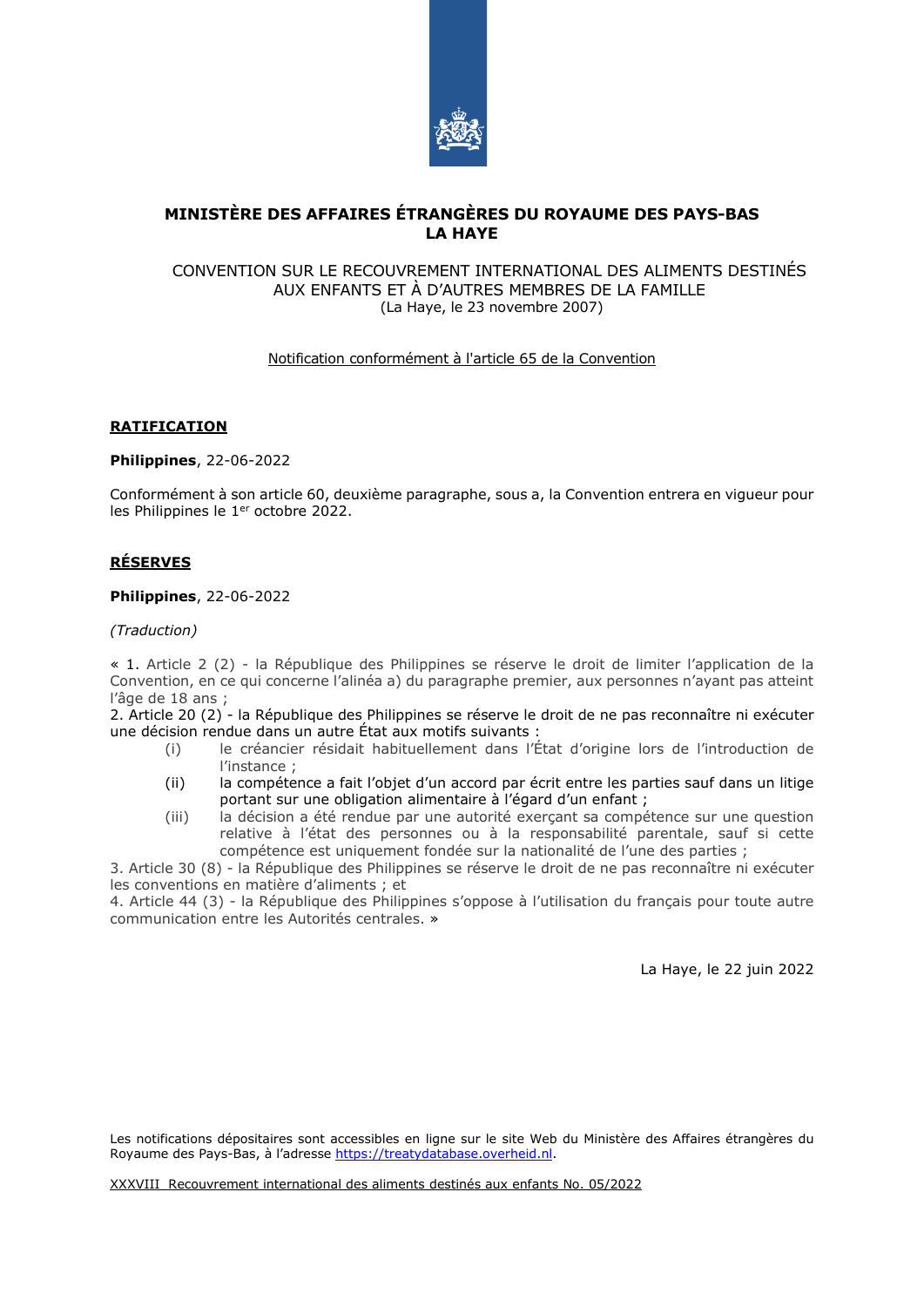**MINISTÈRE DES AFFAIRES ÉTRANGÈRES DU ROYAUME DES PAYS-BAS**
**LA HAYE**

CONVENTION SUR LE RECOUVREMENT INTERNATIONAL DES ALIMENTS DESTINÉS AUX ENFANTS ET À D'AUTRES MEMBRES DE LA FAMILLE
(La Haye, le 23 novembre 2007)

Notification conformément à l'article 65 de la Convention

## RATIFICATION

**Philippines**, 22-06-2022

Conformément à son article 60, deuxième paragraphe, sous a, la Convention entrera en vigueur pour les Philippines le 1er octobre 2022.

## RÉSERVES

**Philippines**, 22-06-2022

*(Traduction)*

« 1. Article 2 (2) - la République des Philippines se réserve le droit de limiter l'application de la Convention, en ce qui concerne l'alinéa a) du paragraphe premier, aux personnes n'ayant pas atteint l'âge de 18 ans ;
2. Article 20 (2) - la République des Philippines se réserve le droit de ne pas reconnaître ni exécuter une décision rendue dans un autre État aux motifs suivants :

- (i) le créancier résidait habituellement dans l'État d'origine lors de l'introduction de l'instance ;
- (ii) la compétence a fait l'objet d'un accord par écrit entre les parties sauf dans un litige portant sur une obligation alimentaire à l'égard d'un enfant ;
- (iii) la décision a été rendue par une autorité exerçant sa compétence sur une question relative à l'état des personnes ou à la responsabilité parentale, sauf si cette compétence est uniquement fondée sur la nationalité de l'une des parties ;

3. Article 30 (8) - la République des Philippines se réserve le droit de ne pas reconnaître ni exécuter les conventions en matière d'aliments ; et
4. Article 44 (3) - la République des Philippines s'oppose à l'utilisation du français pour toute autre communication entre les Autorités centrales. »

La Haye, le 22 juin 2022

Les notifications dépositaires sont accessibles en ligne sur le site Web du Ministère des Affaires étrangères du Royaume des Pays-Bas, à l'adresse https://treatydatabase.overheid.nl.

XXXVIII Recouvrement international des aliments destinés aux enfants No. 05/2022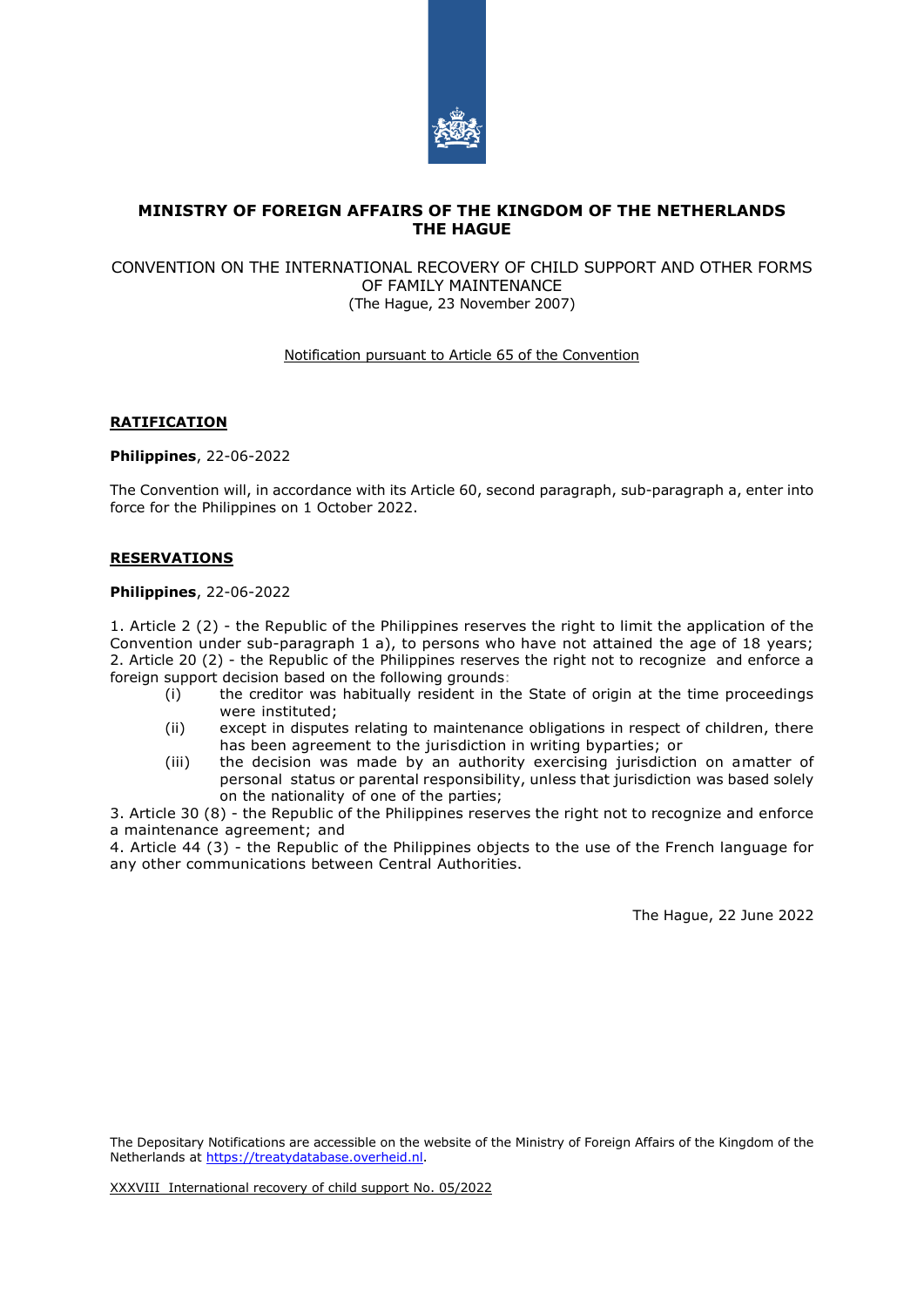**MINISTRY OF FOREIGN AFFAIRS OF THE KINGDOM OF THE NETHERLANDS**
**THE HAGUE**

CONVENTION ON THE INTERNATIONAL RECOVERY OF CHILD SUPPORT AND OTHER FORMS OF FAMILY MAINTENANCE
(The Hague, 23 November 2007)

Notification pursuant to Article 65 of the Convention

**RATIFICATION**

**Philippines**, 22-06-2022

The Convention will, in accordance with its Article 60, second paragraph, sub-paragraph a, enter into force for the Philippines on 1 October 2022.

**RESERVATIONS**

**Philippines**, 22-06-2022

1. Article 2 (2) - the Republic of the Philippines reserves the right to limit the application of the Convention under sub-paragraph 1 a), to persons who have not attained the age of 18 years;
2. Article 20 (2) - the Republic of the Philippines reserves the right not to recognize and enforce a foreign support decision based on the following grounds:
   - (i) the creditor was habitually resident in the State of origin at the time proceedings were instituted;
   - (ii) except in disputes relating to maintenance obligations in respect of children, there has been agreement to the jurisdiction in writing byparties; or
   - (iii) the decision was made by an authority exercising jurisdiction on amatter of personal status or parental responsibility, unless that jurisdiction was based solely on the nationality of one of the parties;
3. Article 30 (8) - the Republic of the Philippines reserves the right not to recognize and enforce a maintenance agreement; and
4. Article 44 (3) - the Republic of the Philippines objects to the use of the French language for any other communications between Central Authorities.

The Hague, 22 June 2022

The Depositary Notifications are accessible on the website of the Ministry of Foreign Affairs of the Kingdom of the Netherlands at https://treatydatabase.overheid.nl.

XXXVIII International recovery of child support No. 05/2022